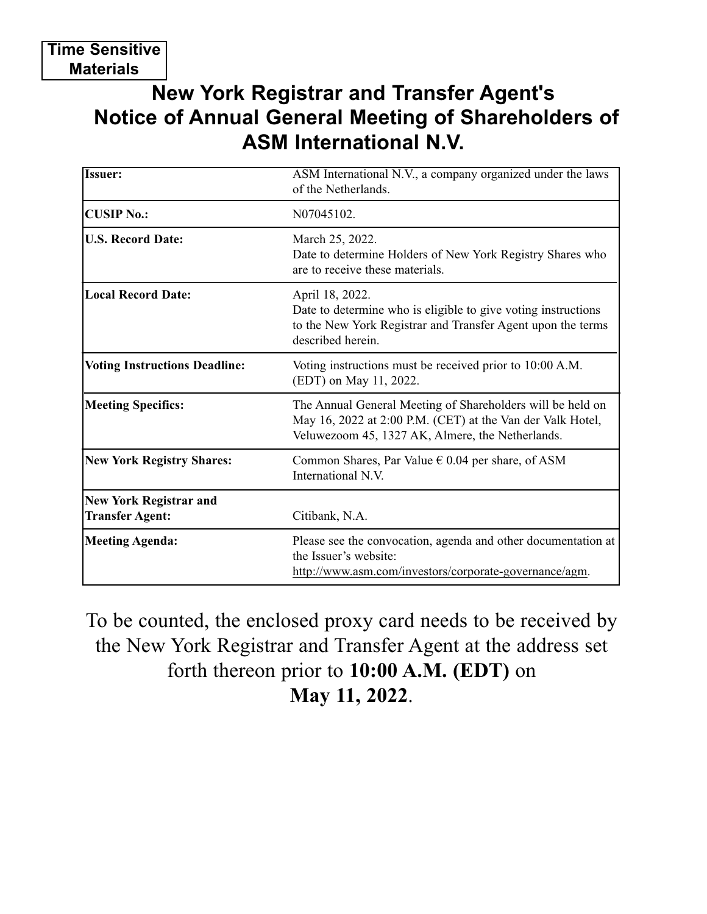**Time Sensitive Materials**

# New York Registrar and Transfer Agent's Notice of Annual General Meeting of Shareholders of ASM International N.V.

| | |
|---|---|
| **Issuer:** | ASM International N.V., a company organized under the laws of the Netherlands. |
| **CUSIP No.:** | N07045102. |
| **U.S. Record Date:** | March 25, 2022. Date to determine Holders of New York Registry Shares who are to receive these materials. |
| **Local Record Date:** | April 18, 2022. Date to determine who is eligible to give voting instructions to the New York Registrar and Transfer Agent upon the terms described herein. |
| **Voting Instructions Deadline:** | Voting instructions must be received prior to 10:00 A.M. (EDT) on May 11, 2022. |
| **Meeting Specifics:** | The Annual General Meeting of Shareholders will be held on May 16, 2022 at 2:00 P.M. (CET) at the Van der Valk Hotel, Veluwezoom 45, 1327 AK, Almere, the Netherlands. |
| **New York Registry Shares:** | Common Shares, Par Value € 0.04 per share, of ASM International N.V. |
| **New York Registrar and Transfer Agent:** | Citibank, N.A. |
| **Meeting Agenda:** | Please see the convocation, agenda and other documentation at the Issuer's website: http://www.asm.com/investors/corporate-governance/agm. |

To be counted, the enclosed proxy card needs to be received by the New York Registrar and Transfer Agent at the address set forth thereon prior to **10:00 A.M. (EDT)** on **May 11, 2022**.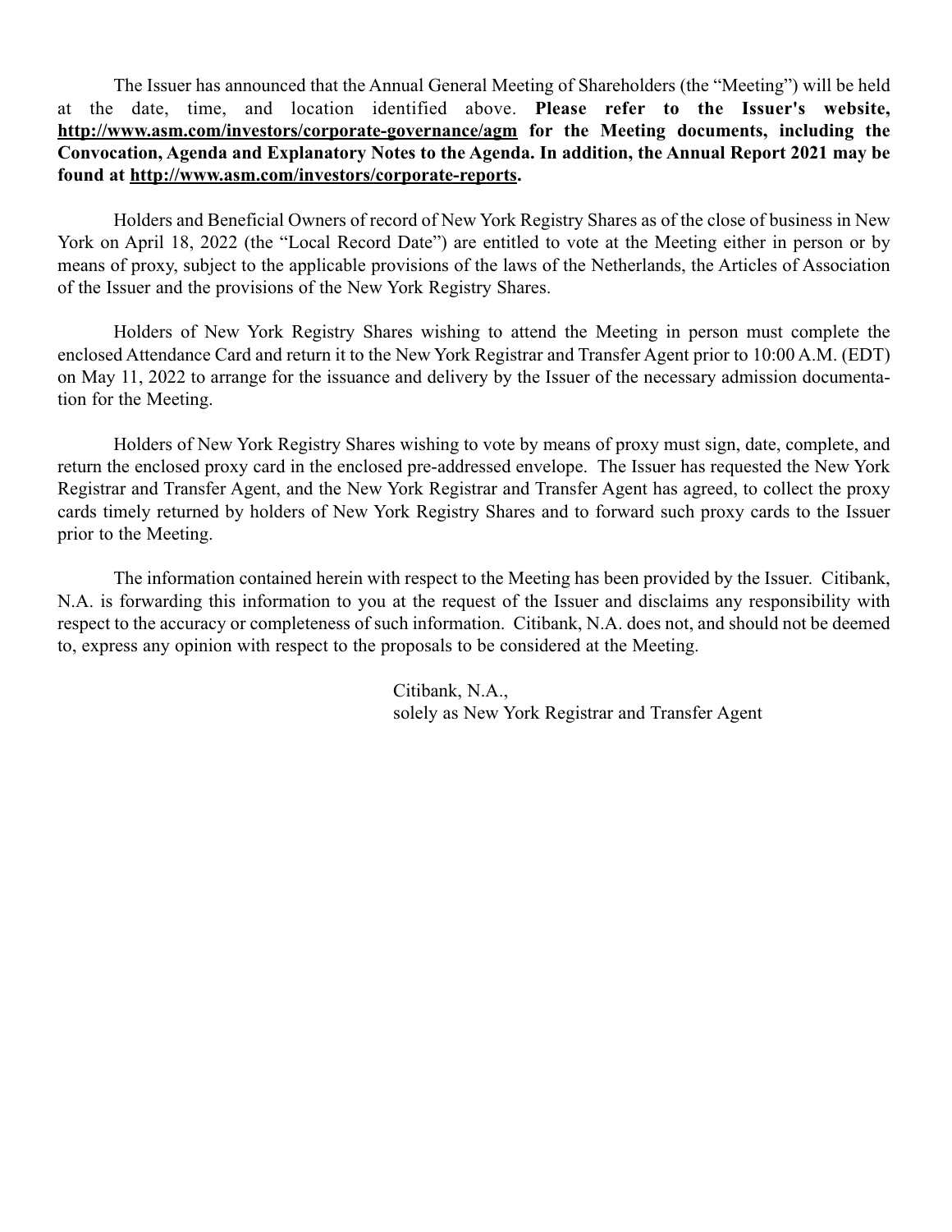The Issuer has announced that the Annual General Meeting of Shareholders (the "Meeting") will be held at the date, time, and location identified above. **Please refer to the Issuer's website, http://www.asm.com/investors/corporate-governance/agm for the Meeting documents, including the Convocation, Agenda and Explanatory Notes to the Agenda. In addition, the Annual Report 2021 may be found at http://www.asm.com/investors/corporate-reports.**

Holders and Beneficial Owners of record of New York Registry Shares as of the close of business in New York on April 18, 2022 (the "Local Record Date") are entitled to vote at the Meeting either in person or by means of proxy, subject to the applicable provisions of the laws of the Netherlands, the Articles of Association of the Issuer and the provisions of the New York Registry Shares.

Holders of New York Registry Shares wishing to attend the Meeting in person must complete the enclosed Attendance Card and return it to the New York Registrar and Transfer Agent prior to 10:00 A.M. (EDT) on May 11, 2022 to arrange for the issuance and delivery by the Issuer of the necessary admission documentation for the Meeting.

Holders of New York Registry Shares wishing to vote by means of proxy must sign, date, complete, and return the enclosed proxy card in the enclosed pre-addressed envelope. The Issuer has requested the New York Registrar and Transfer Agent, and the New York Registrar and Transfer Agent has agreed, to collect the proxy cards timely returned by holders of New York Registry Shares and to forward such proxy cards to the Issuer prior to the Meeting.

The information contained herein with respect to the Meeting has been provided by the Issuer. Citibank, N.A. is forwarding this information to you at the request of the Issuer and disclaims any responsibility with respect to the accuracy or completeness of such information. Citibank, N.A. does not, and should not be deemed to, express any opinion with respect to the proposals to be considered at the Meeting.

Citibank, N.A.,
solely as New York Registrar and Transfer Agent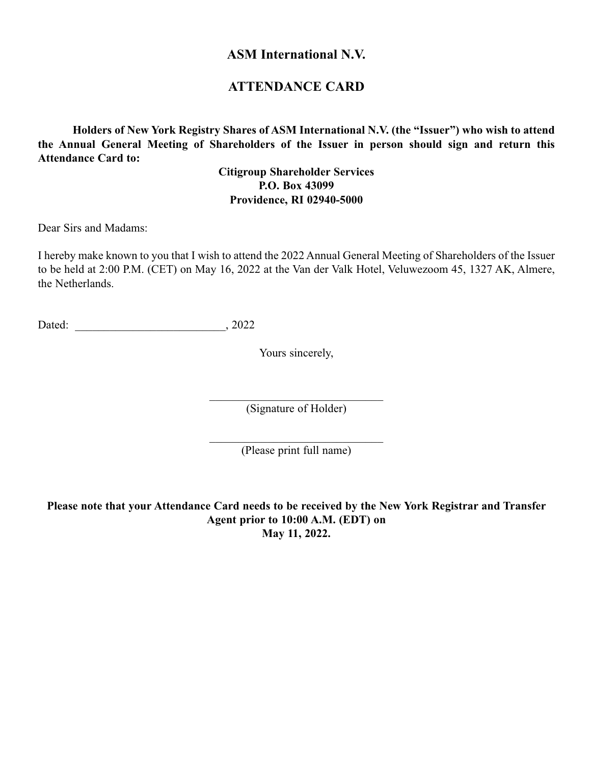# ASM International N.V.

## ATTENDANCE CARD

**Holders of New York Registry Shares of ASM International N.V. (the "Issuer") who wish to attend the Annual General Meeting of Shareholders of the Issuer in person should sign and return this Attendance Card to:**

**Citigroup Shareholder Services**
**P.O. Box 43099**
**Providence, RI 02940-5000**

Dear Sirs and Madams:

I hereby make known to you that I wish to attend the 2022 Annual General Meeting of Shareholders of the Issuer to be held at 2:00 P.M. (CET) on May 16, 2022 at the Van der Valk Hotel, Veluwezoom 45, 1327 AK, Almere, the Netherlands.

Dated: __________________________, 2022

Yours sincerely,

______________________________
(Signature of Holder)

______________________________
(Please print full name)

**Please note that your Attendance Card needs to be received by the New York Registrar and Transfer Agent prior to 10:00 A.M. (EDT) on May 11, 2022.**